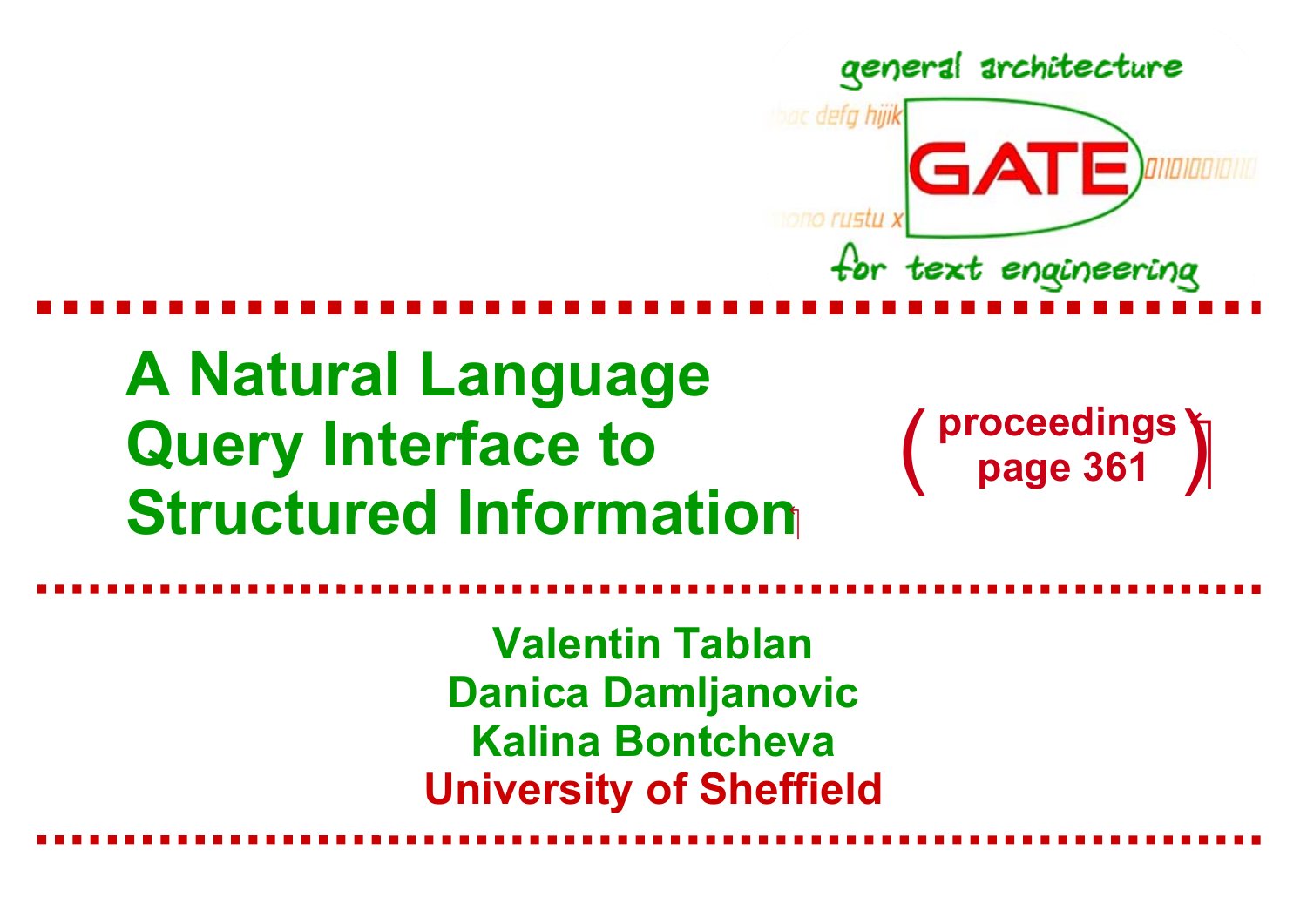general architecture

GATE

for text engineering

# A Natural Language Query Interface to Structured Information

(proceedings page 361)

**Valentin Tablan**
**Danica Damljanovic**
**Kalina Bontcheva**
**University of Sheffield**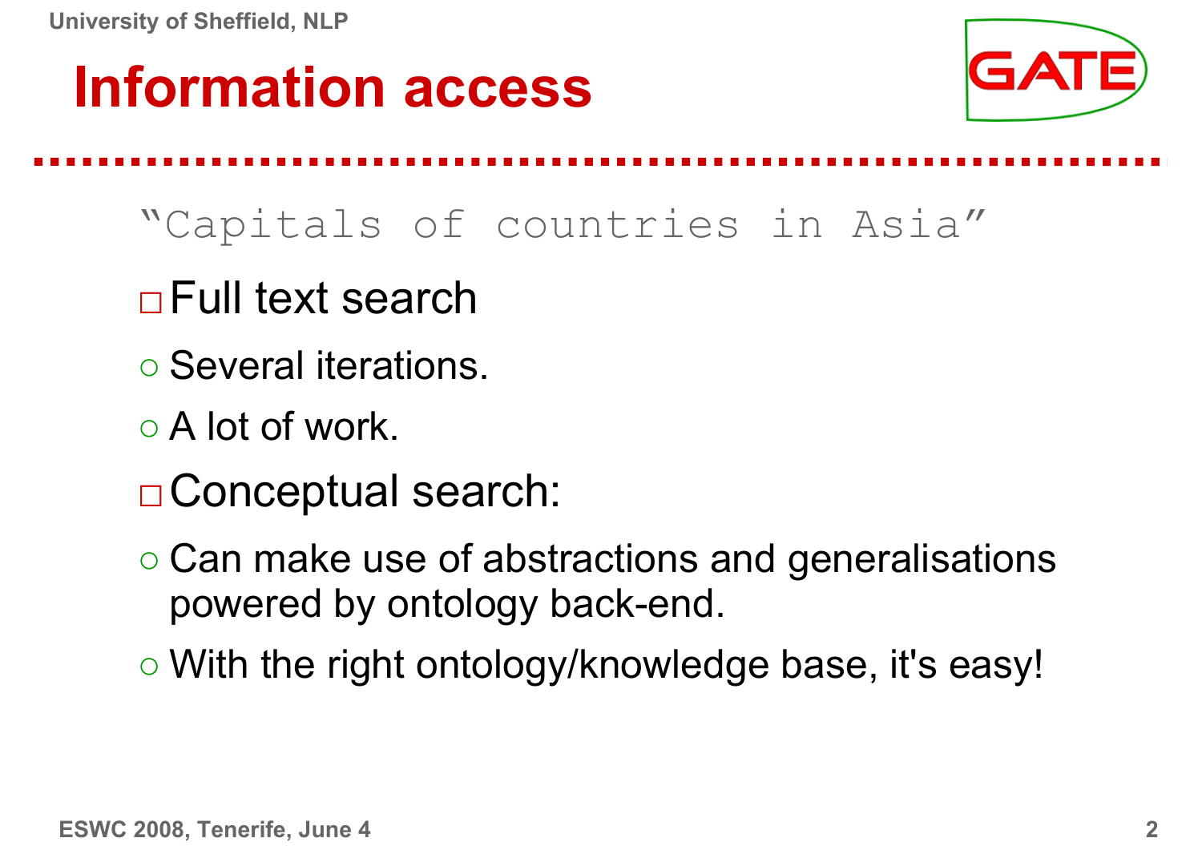# Information access

"Capitals of countries in Asia"

- Full text search
  - Several iterations.
  - A lot of work.
- Conceptual search:
  - Can make use of abstractions and generalisations powered by ontology back-end.
  - With the right ontology/knowledge base, it's easy!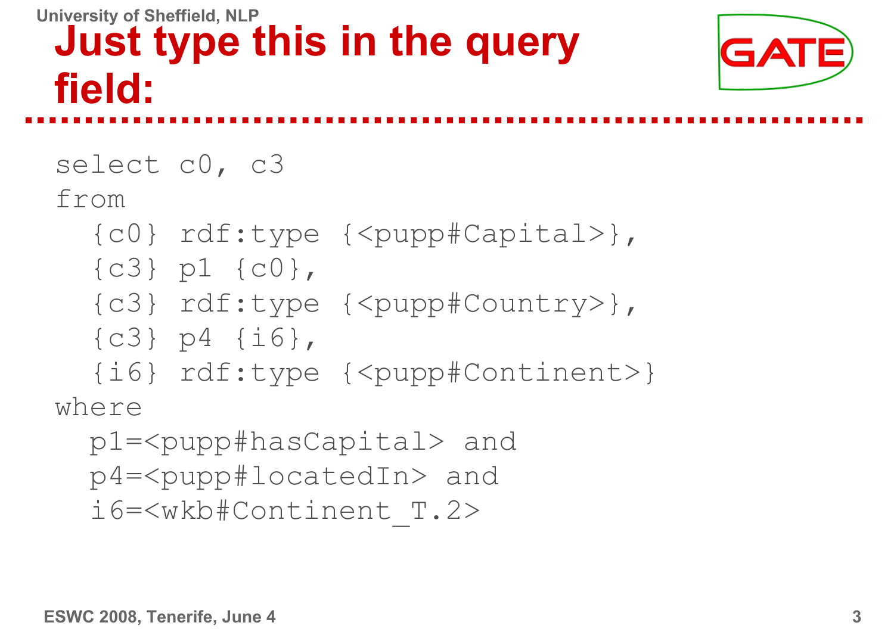# Just type this in the query field:

```
select c0, c3
from
  {c0} rdf:type {<pupp#Capital>},
  {c3} p1 {c0},
  {c3} rdf:type {<pupp#Country>},
  {c3} p4 {i6},
  {i6} rdf:type {<pupp#Continent>}
where
  p1=<pupp#hasCapital> and
  p4=<pupp#locatedIn> and
  i6=<wkb#Continent_T.2>
```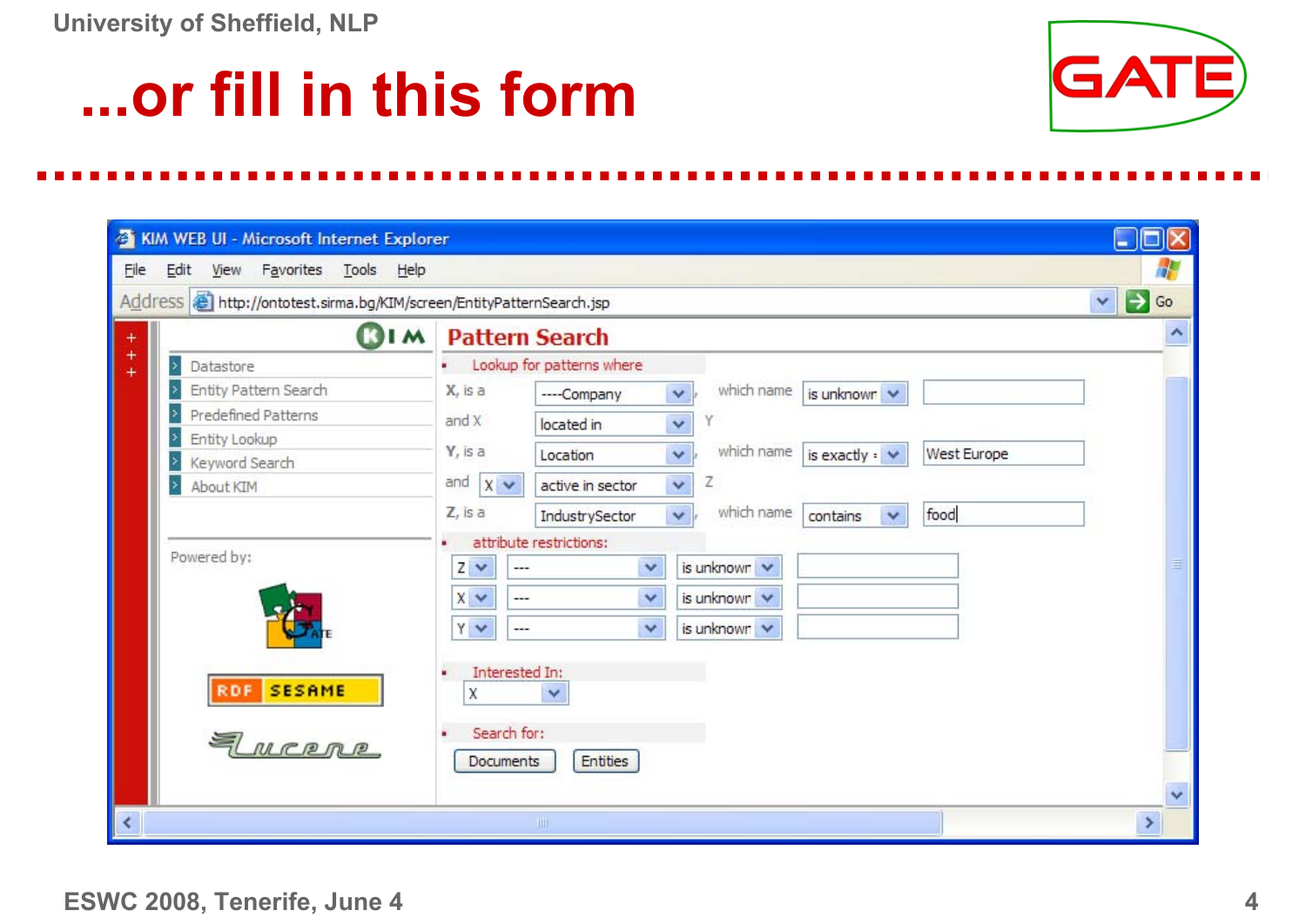# ...or fill in this form

KIM WEB UI - Microsoft Internet Explorer

File Edit View Favorites Tools Help

Address http://ontotest.sirma.bg/KIM/screen/EntityPatternSearch.jsp

KIM

- Datastore
- Entity Pattern Search
- Predefined Patterns
- Entity Lookup
- Keyword Search
- About KIM

Powered by:

RDF SESAME

Lucene

## Pattern Search

- Lookup for patterns where

X, is a ----Company, which name is unknown

and X located in Y

Y, is a Location, which name is exactly : West Europe

and X active in sector Z

Z, is a IndustrySector, which name contains food

- attribute restrictions:

Z --- is unknown

X --- is unknown

Y --- is unknown

- Interested In: X

- Search for: Documents Entities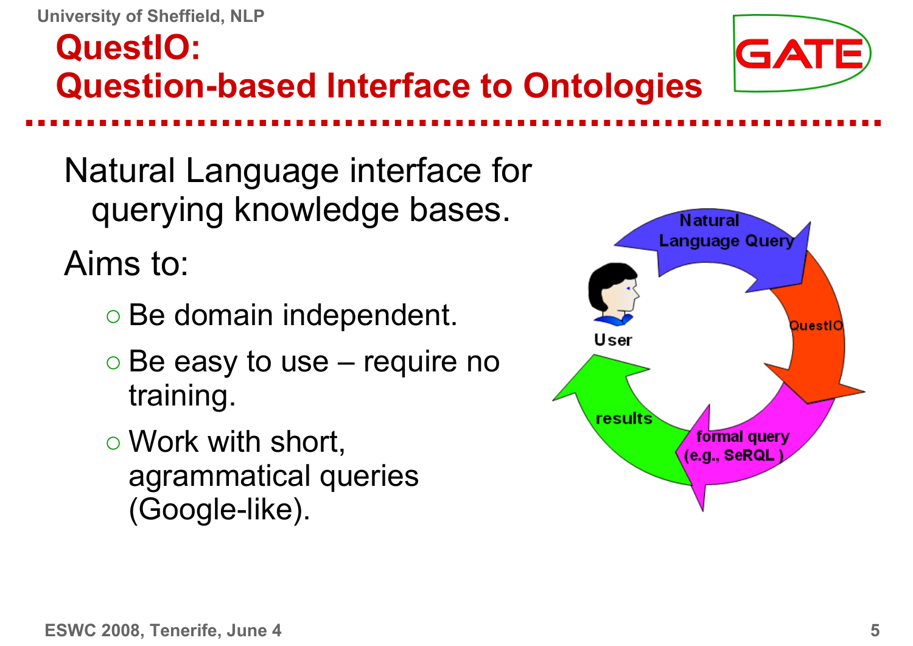# QuestIO: Question-based Interface to Ontologies

Natural Language interface for querying knowledge bases.

Aims to:

- Be domain independent.
- Be easy to use – require no training.
- Work with short, agrammatical queries (Google-like).

Natural Language Query

QuestIO

formal query (e.g., SeRQL )

results

User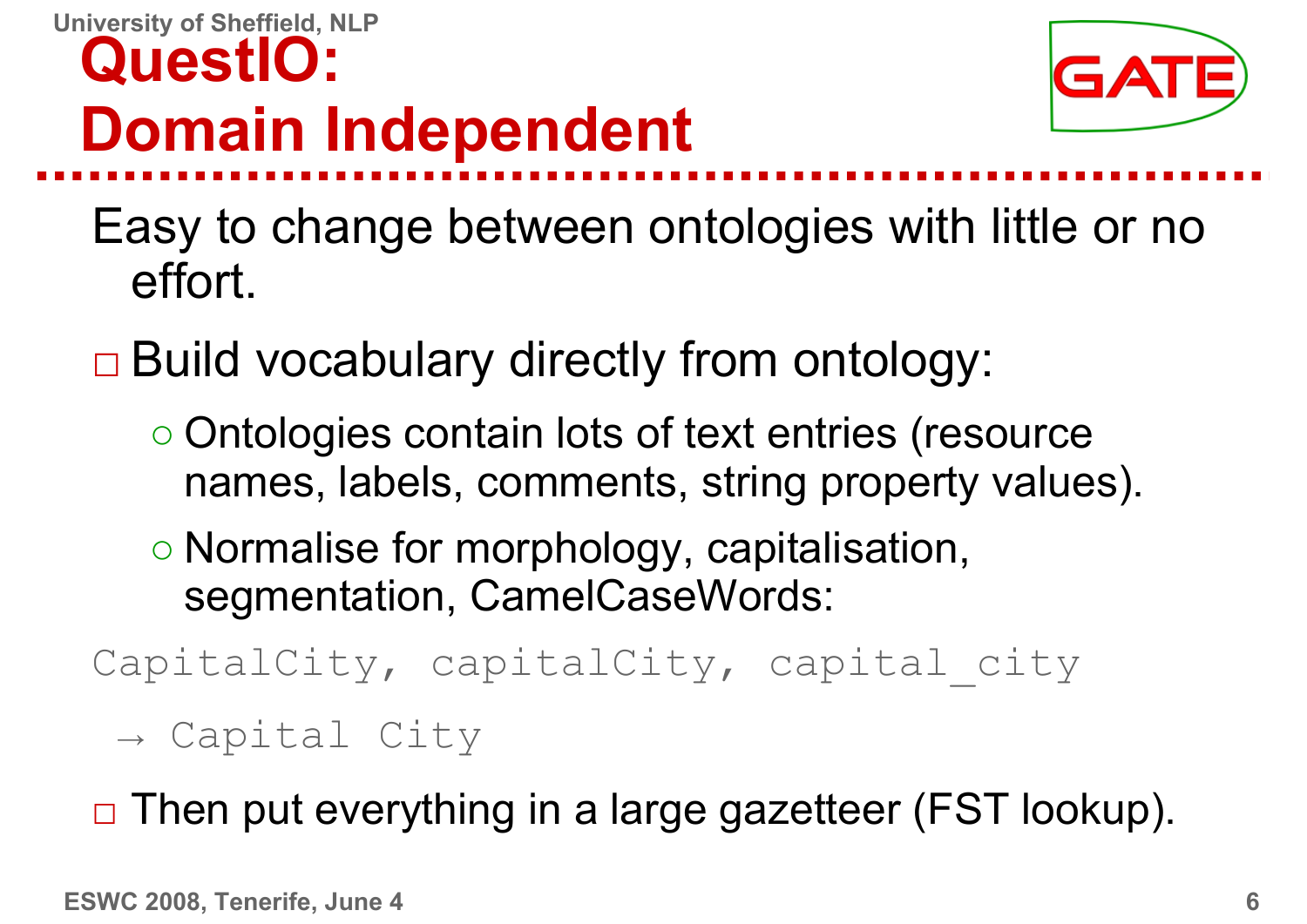# QuestIO: Domain Independent

Easy to change between ontologies with little or no effort.

- Build vocabulary directly from ontology:
  - Ontologies contain lots of text entries (resource names, labels, comments, string property values).
  - Normalise for morphology, capitalisation, segmentation, CamelCaseWords:

```
CapitalCity, capitalCity, capital_city
 → Capital City
```

- Then put everything in a large gazetteer (FST lookup).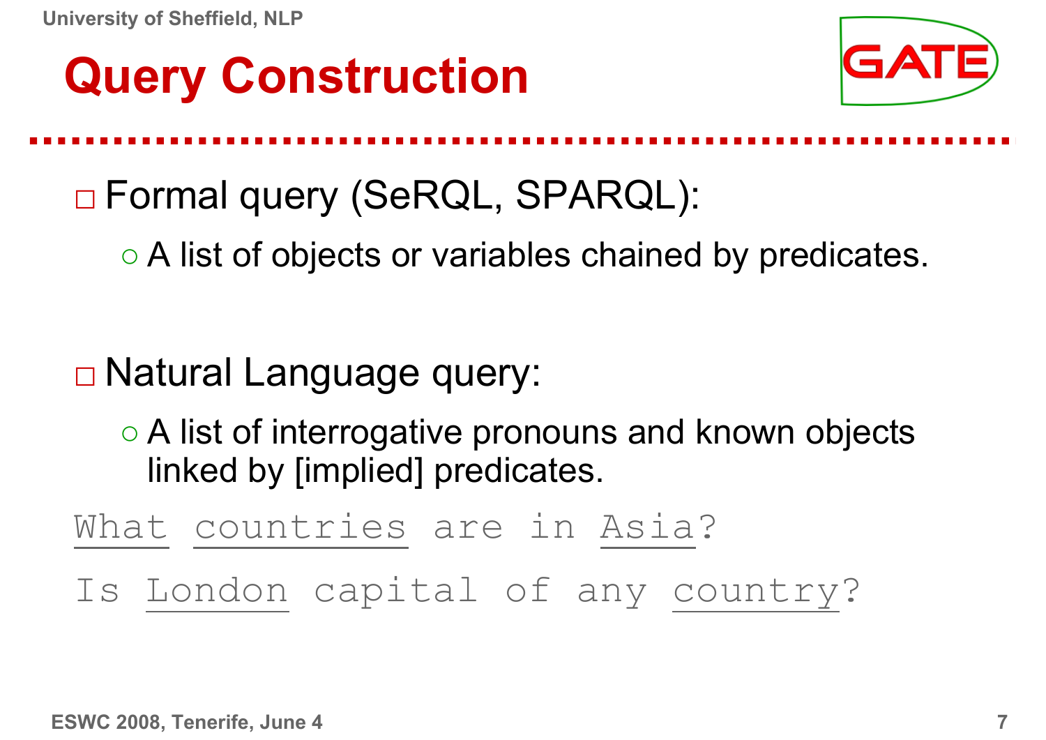# Query Construction

- Formal query (SeRQL, SPARQL):
  - A list of objects or variables chained by predicates.

- Natural Language query:
  - A list of interrogative pronouns and known objects linked by [implied] predicates.

```
What countries are in Asia?

Is London capital of any country?
```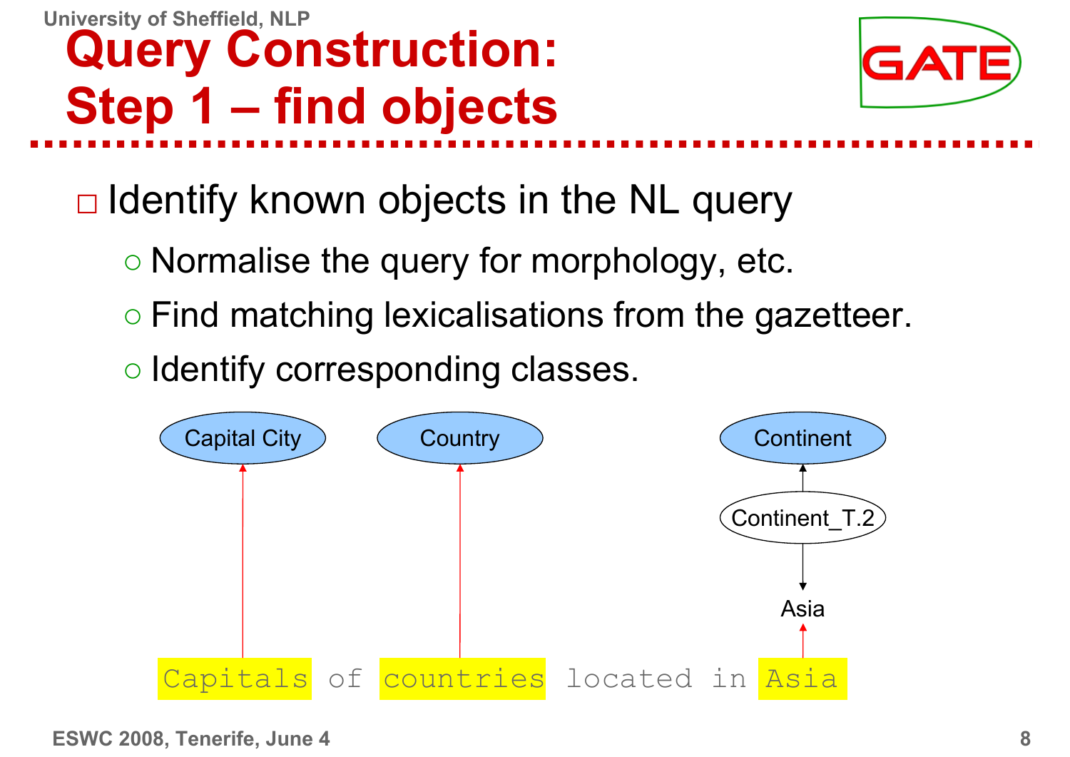# Query Construction: Step 1 – find objects

- Identify known objects in the NL query
  - Normalise the query for morphology, etc.
  - Find matching lexicalisations from the gazetteer.
  - Identify corresponding classes.

Capital City

Country

Continent

Continent_T.2

Asia

Capitals of countries located in Asia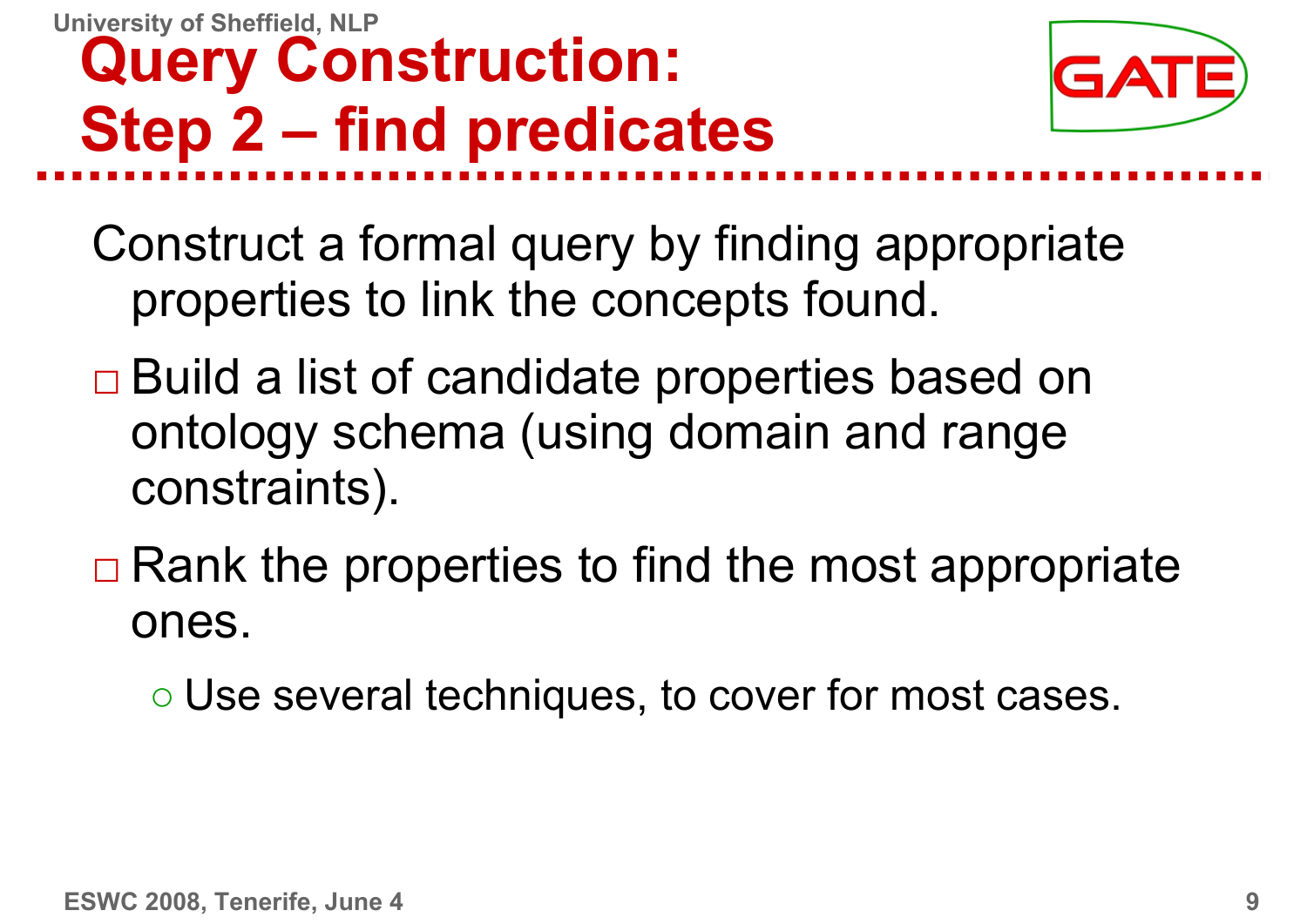# Query Construction: Step 2 – find predicates

Construct a formal query by finding appropriate properties to link the concepts found.

- Build a list of candidate properties based on ontology schema (using domain and range constraints).
- Rank the properties to find the most appropriate ones.
  - Use several techniques, to cover for most cases.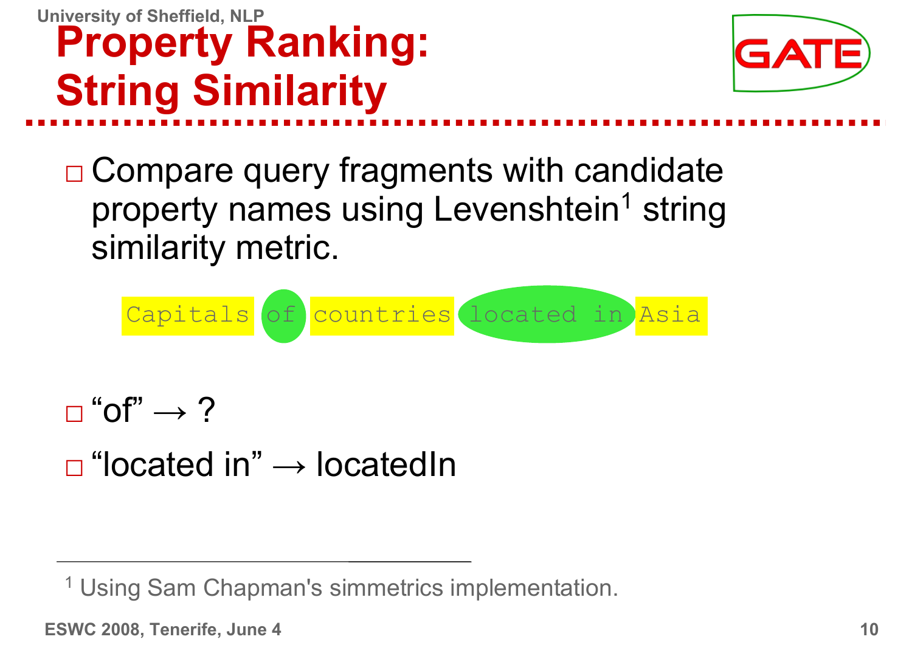# Property Ranking: String Similarity

- Compare query fragments with candidate property names using Levenshtein[1] string similarity metric.

```
Capitals of countries located in Asia
```

- “of” → ?
- “located in” → locatedIn

[1] Using Sam Chapman's simmetrics implementation.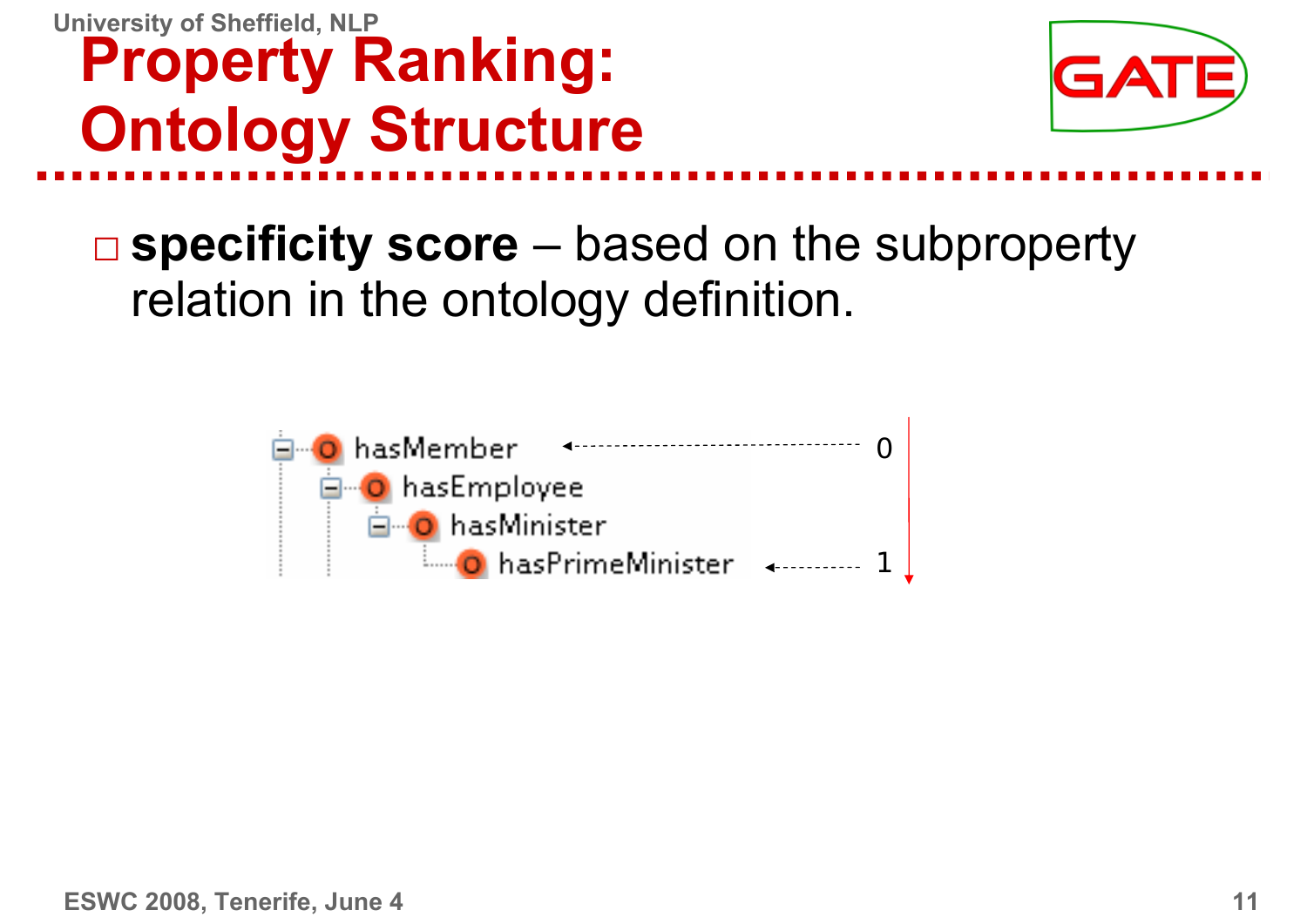# Property Ranking: Ontology Structure

- **specificity score** – based on the subproperty relation in the ontology definition.

hasMember
hasEmployee
hasMinister
hasPrimeMinister

0

1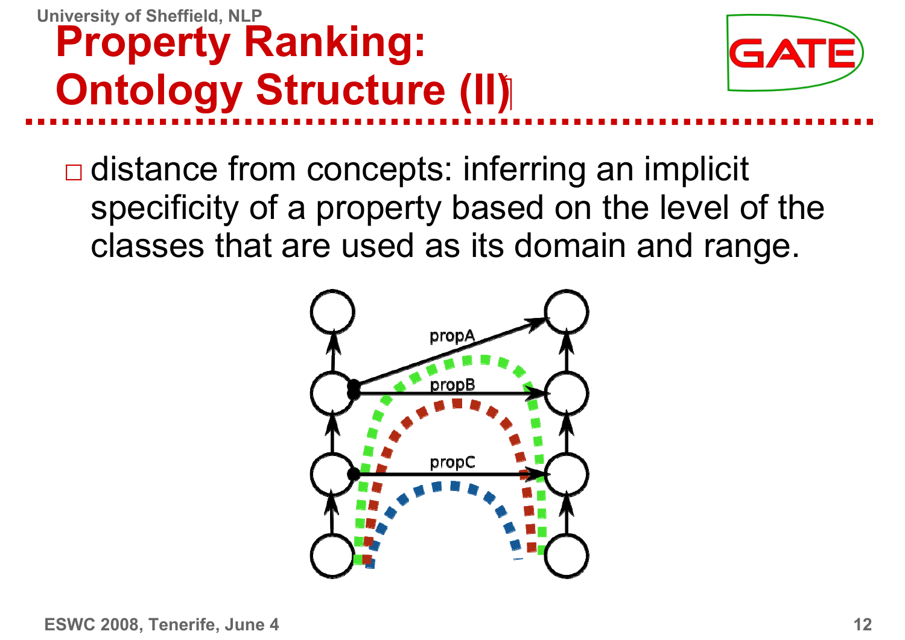# Property Ranking: Ontology Structure (II)

- distance from concepts: inferring an implicit specificity of a property based on the level of the classes that are used as its domain and range.

propA

propB

propC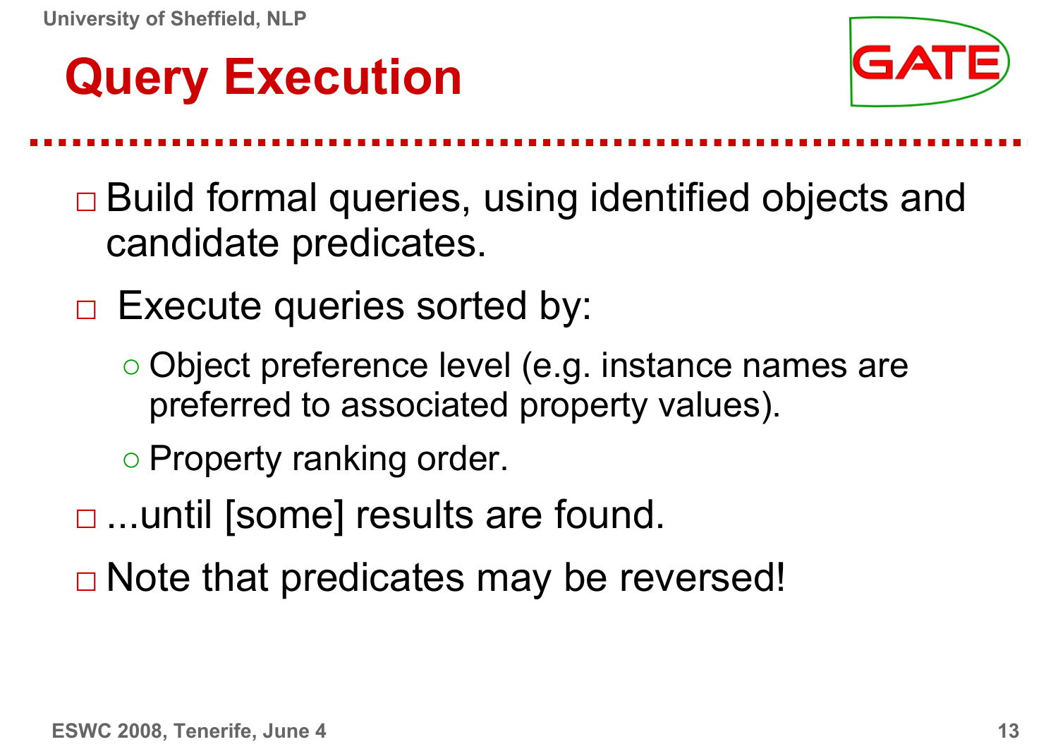# Query Execution

- Build formal queries, using identified objects and candidate predicates.
- Execute queries sorted by:
  - Object preference level (e.g. instance names are preferred to associated property values).
  - Property ranking order.
- ...until [some] results are found.
- Note that predicates may be reversed!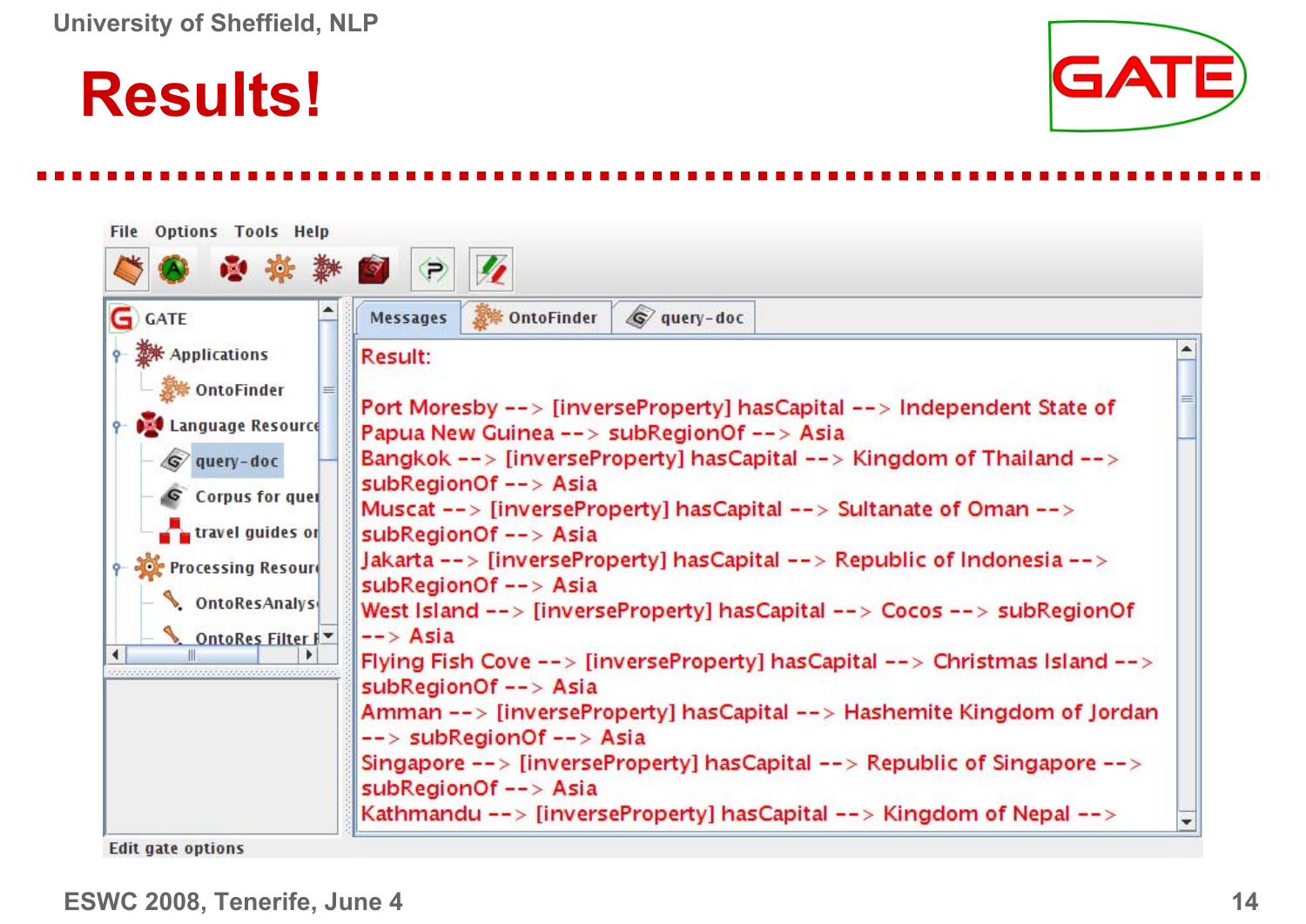# Results!

File Options Tools Help

GATE
- Applications
  - OntoFinder
- Language Resource
  - query-doc
  - Corpus for quer
  - travel guides or
- Processing Resour
  - OntoResAnalys
  - OntoRes Filter

Messages | OntoFinder | query-doc

Result:

Port Moresby --> [inverseProperty] hasCapital --> Independent State of Papua New Guinea --> subRegionOf --> Asia
Bangkok --> [inverseProperty] hasCapital --> Kingdom of Thailand --> subRegionOf --> Asia
Muscat --> [inverseProperty] hasCapital --> Sultanate of Oman --> subRegionOf --> Asia
Jakarta --> [inverseProperty] hasCapital --> Republic of Indonesia --> subRegionOf --> Asia
West Island --> [inverseProperty] hasCapital --> Cocos --> subRegionOf --> Asia
Flying Fish Cove --> [inverseProperty] hasCapital --> Christmas Island --> subRegionOf --> Asia
Amman --> [inverseProperty] hasCapital --> Hashemite Kingdom of Jordan --> subRegionOf --> Asia
Singapore --> [inverseProperty] hasCapital --> Republic of Singapore --> subRegionOf --> Asia
Kathmandu --> [inverseProperty] hasCapital --> Kingdom of Nepal -->

Edit gate options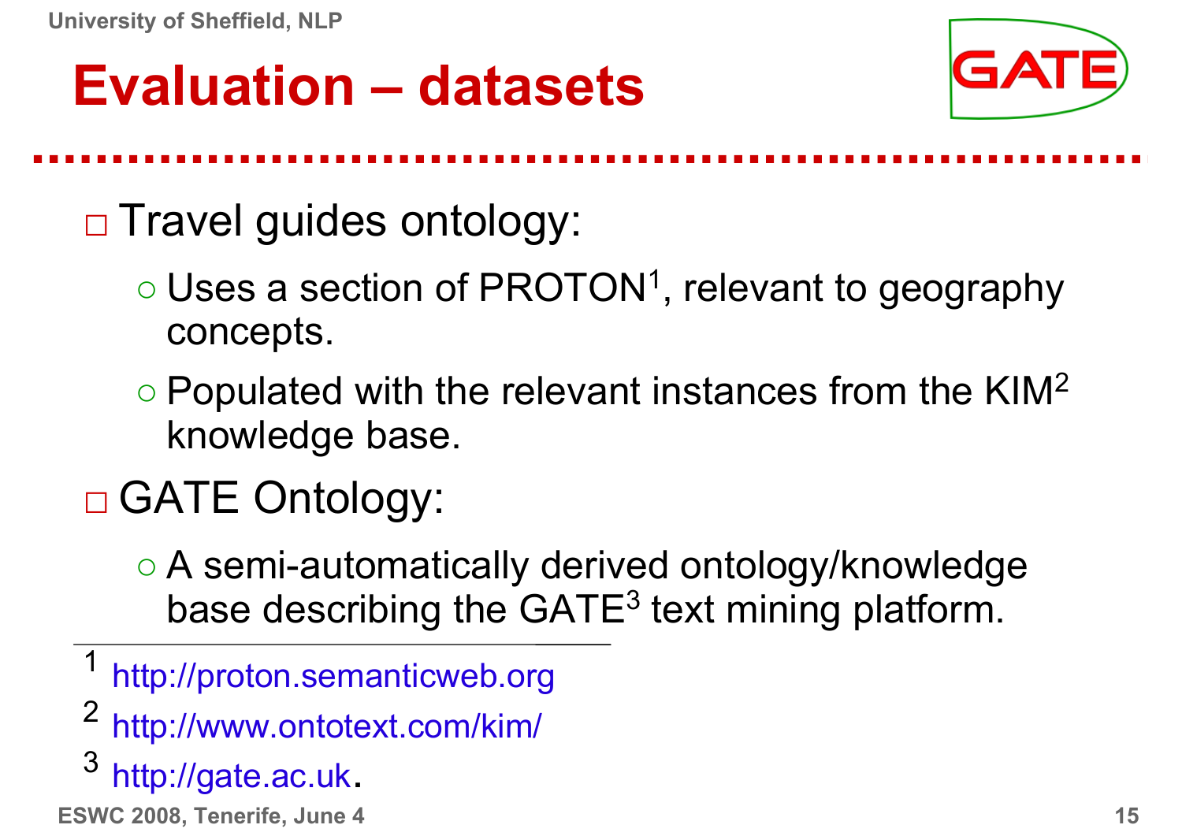# Evaluation – datasets

- Travel guides ontology:
  - Uses a section of PROTON[1], relevant to geography concepts.
  - Populated with the relevant instances from the KIM[2] knowledge base.
- GATE Ontology:
  - A semi-automatically derived ontology/knowledge base describing the GATE[3] text mining platform.

---

[1] http://proton.semanticweb.org

[2] http://www.ontotext.com/kim/

[3] http://gate.ac.uk.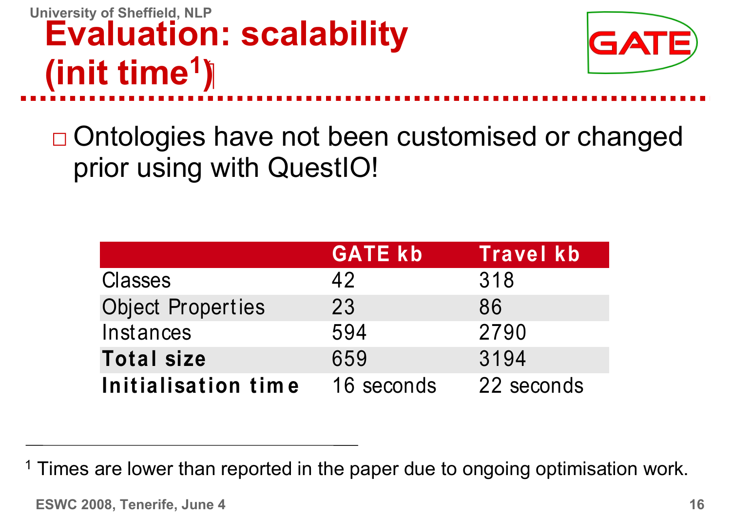# Evaluation: scalability (init time[1])

- Ontologies have not been customised or changed prior using with QuestIO!

| | GATE kb | Travel kb |
|---|---|---|
| Classes | 42 | 318 |
| Object Properties | 23 | 86 |
| Instances | 594 | 2790 |
| **Total size** | 659 | 3194 |
| **Initialisation time** | 16 seconds | 22 seconds |

[1] Times are lower than reported in the paper due to ongoing optimisation work.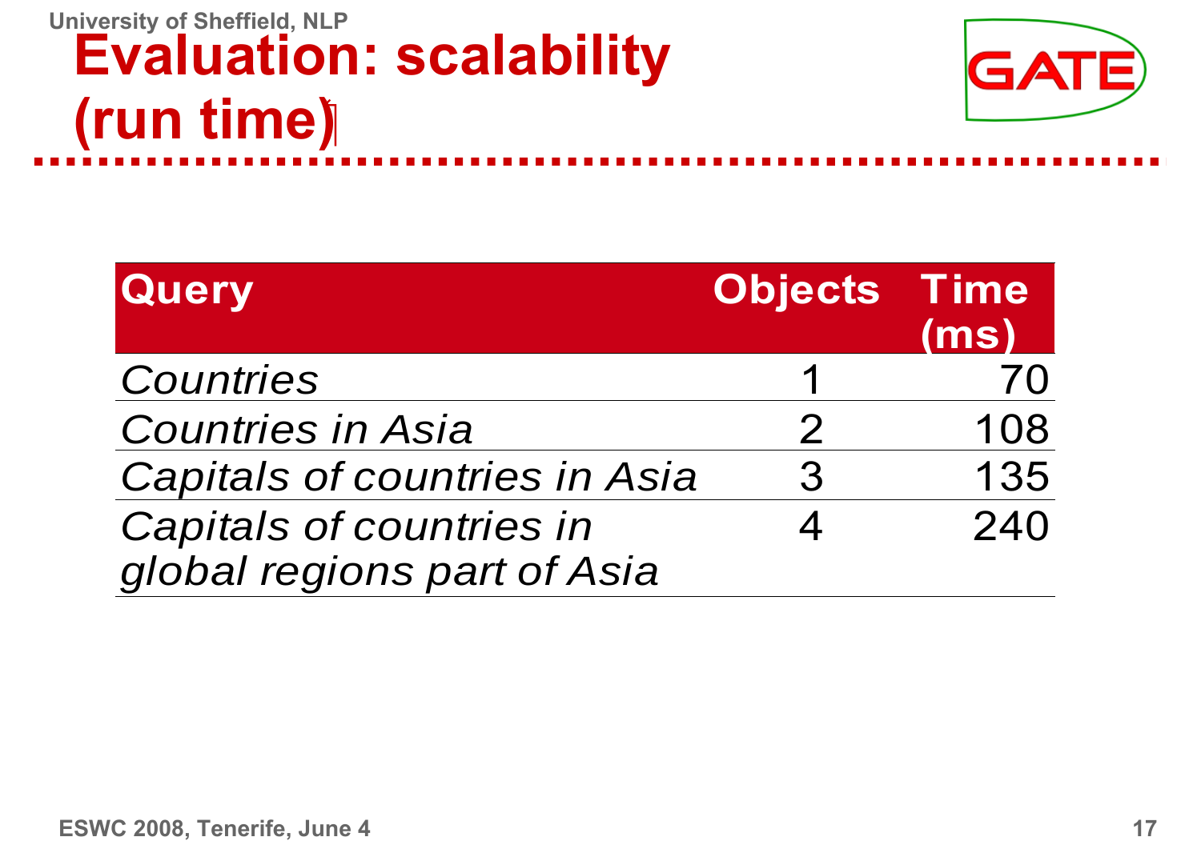# Evaluation: scalability (run time)

| Query | Objects | Time (ms) |
|---|---|---|
| *Countries* | 1 | 70 |
| *Countries in Asia* | 2 | 108 |
| *Capitals of countries in Asia* | 3 | 135 |
| *Capitals of countries in global regions part of Asia* | 4 | 240 |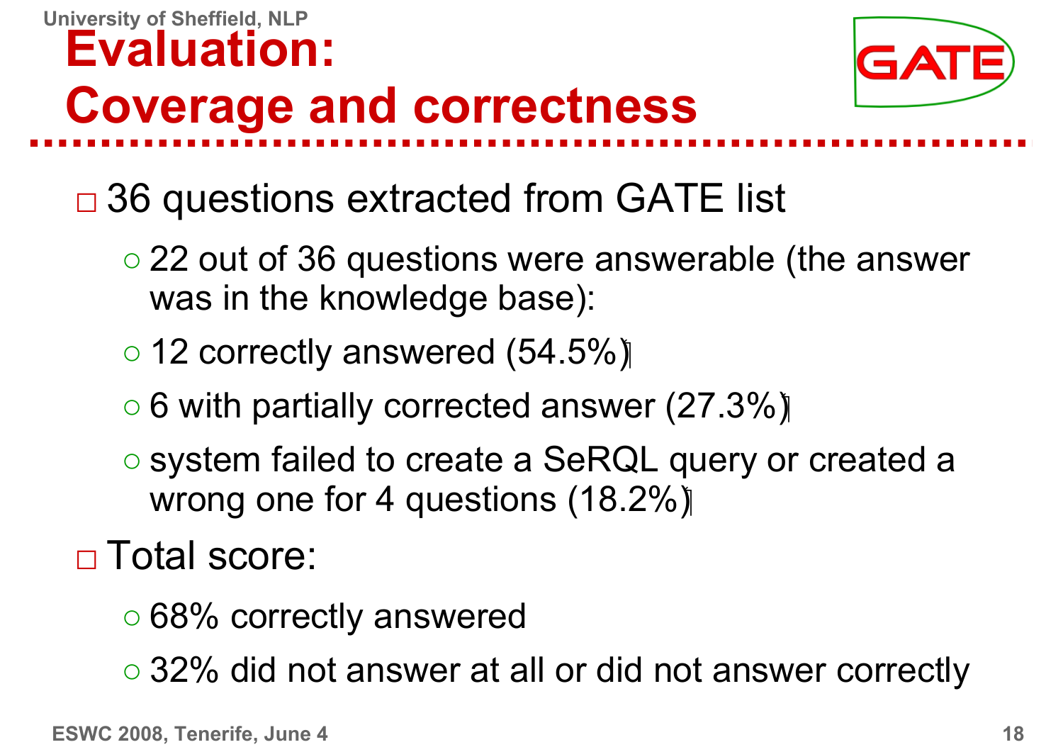# Evaluation: Coverage and correctness

- 36 questions extracted from GATE list
  - 22 out of 36 questions were answerable (the answer was in the knowledge base):
  - 12 correctly answered (54.5%)
  - 6 with partially corrected answer (27.3%)
  - system failed to create a SeRQL query or created a wrong one for 4 questions (18.2%)
- Total score:
  - 68% correctly answered
  - 32% did not answer at all or did not answer correctly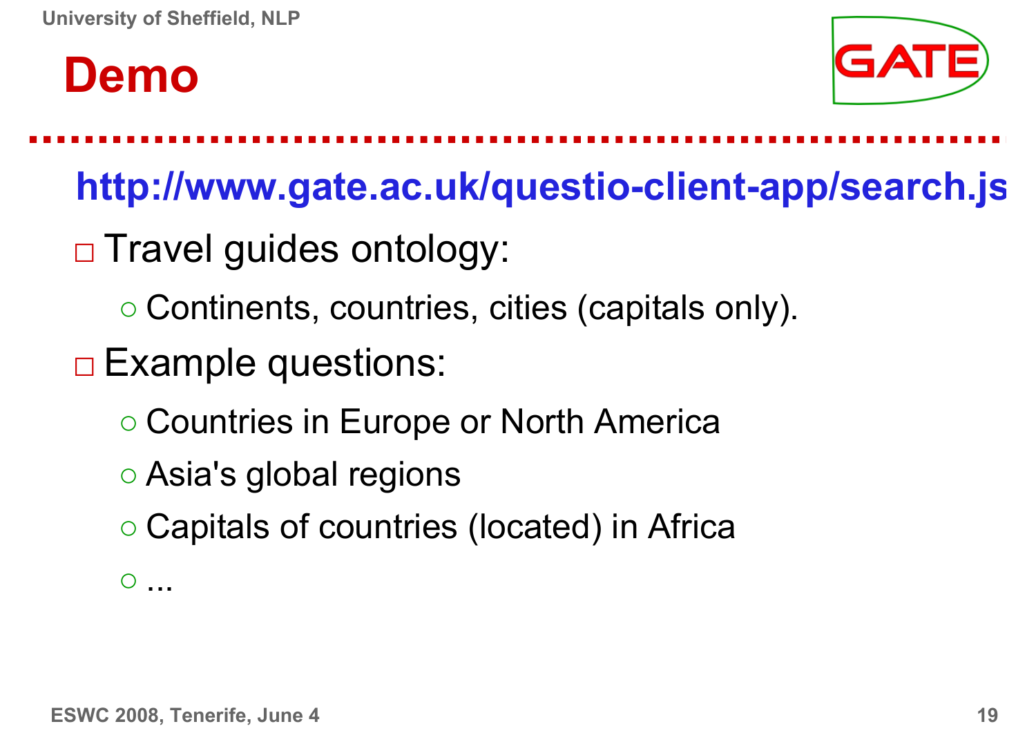# Demo

**http://www.gate.ac.uk/questio-client-app/search.js**

- Travel guides ontology:
  - Continents, countries, cities (capitals only).
- Example questions:
  - Countries in Europe or North America
  - Asia's global regions
  - Capitals of countries (located) in Africa
  - ...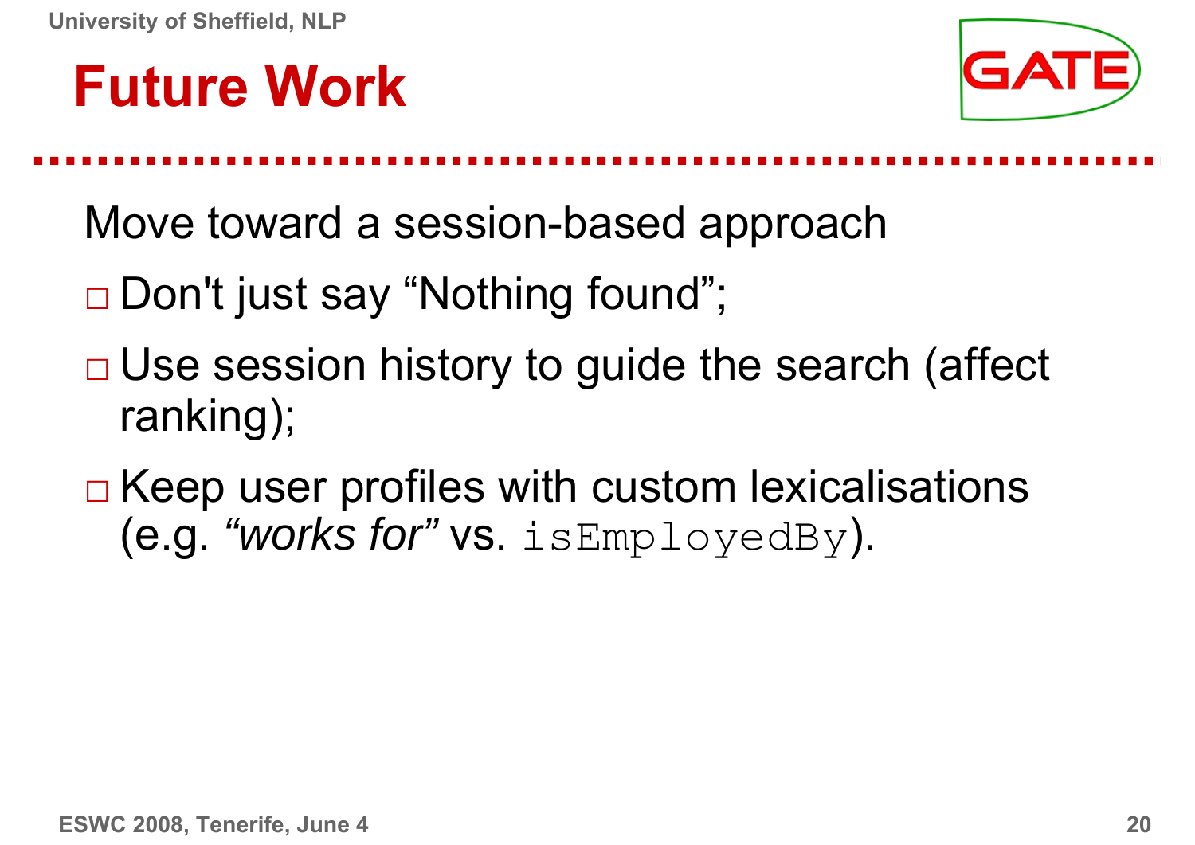# Future Work

Move toward a session-based approach

- Don't just say “Nothing found”;
- Use session history to guide the search (affect ranking);
- Keep user profiles with custom lexicalisations (e.g. *“works for”* vs. `isEmployedBy`).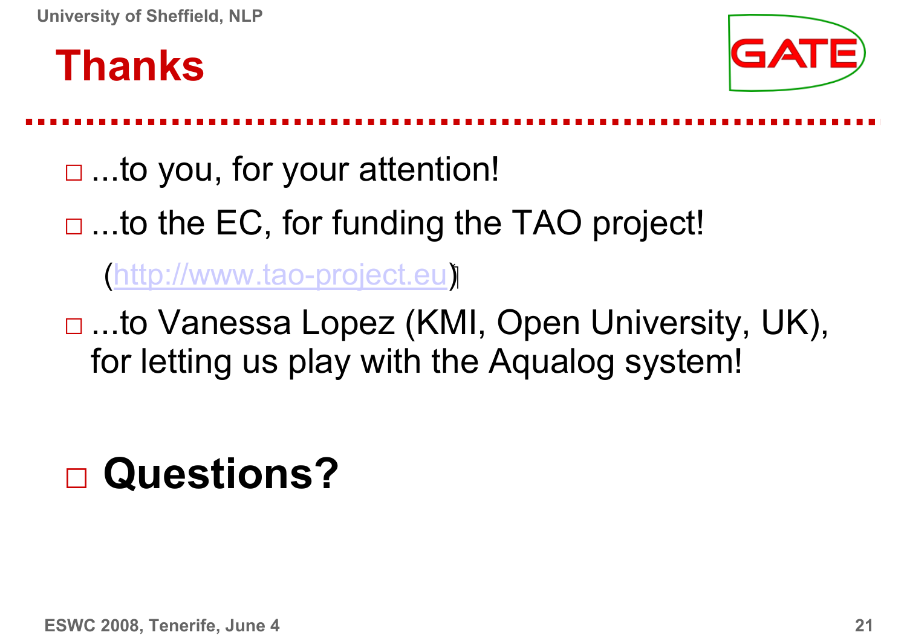# Thanks

- ...to you, for your attention!
- ...to the EC, for funding the TAO project!

  (http://www.tao-project.eu)
- ...to Vanessa Lopez (KMI, Open University, UK), for letting us play with the Aqualog system!

- **Questions?**